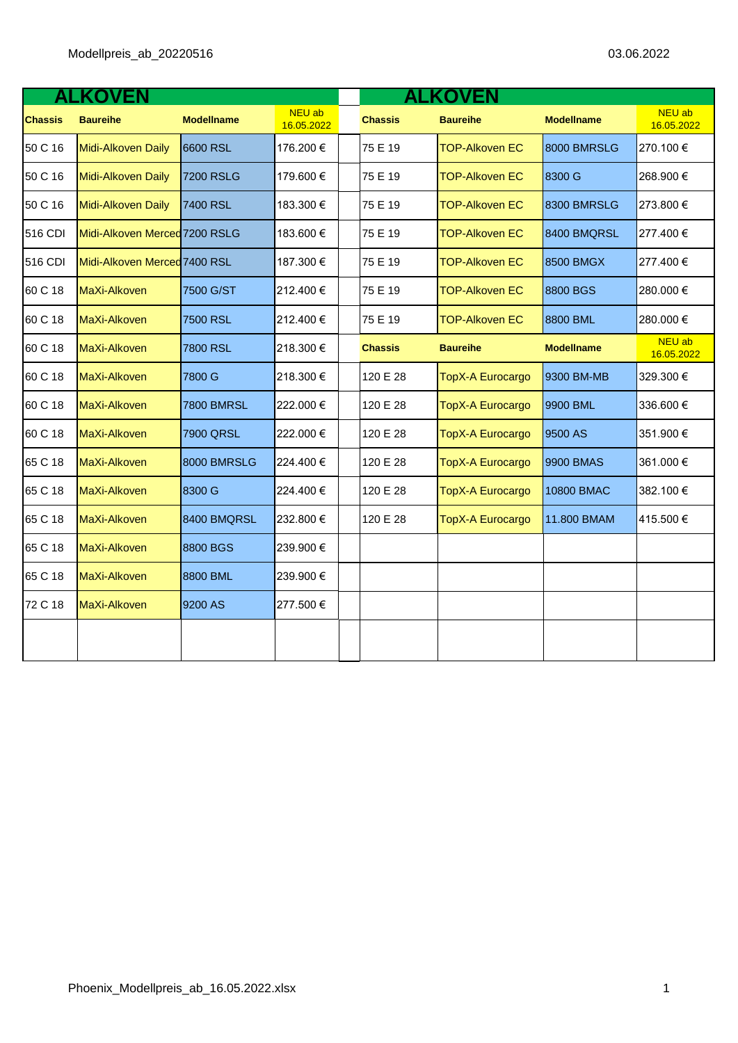Modellpreis_ab_20220516 03.06.2022

## ALKOVEN

| Chassis | Baureihe | Modellname | NEU ab 16.05.2022 |
|---|---|---|---|
| 50 C 16 | Midi-Alkoven Daily | 6600 RSL | 176.200 € |
| 50 C 16 | Midi-Alkoven Daily | 7200 RSLG | 179.600 € |
| 50 C 16 | Midi-Alkoven Daily | 7400 RSL | 183.300 € |
| 516 CDI | Midi-Alkoven Merced | 7200 RSLG | 183.600 € |
| 516 CDI | Midi-Alkoven Merced | 7400 RSL | 187.300 € |
| 60 C 18 | MaXi-Alkoven | 7500 G/ST | 212.400 € |
| 60 C 18 | MaXi-Alkoven | 7500 RSL | 212.400 € |
| 60 C 18 | MaXi-Alkoven | 7800 RSL | 218.300 € |
| 60 C 18 | MaXi-Alkoven | 7800 G | 218.300 € |
| 60 C 18 | MaXi-Alkoven | 7800 BMRSL | 222.000 € |
| 60 C 18 | MaXi-Alkoven | 7900 QRSL | 222.000 € |
| 65 C 18 | MaXi-Alkoven | 8000 BMRSLG | 224.400 € |
| 65 C 18 | MaXi-Alkoven | 8300 G | 224.400 € |
| 65 C 18 | MaXi-Alkoven | 8400 BMQRSL | 232.800 € |
| 65 C 18 | MaXi-Alkoven | 8800 BGS | 239.900 € |
| 65 C 18 | MaXi-Alkoven | 8800 BML | 239.900 € |
| 72 C 18 | MaXi-Alkoven | 9200 AS | 277.500 € |

## ALKOVEN

| Chassis | Baureihe | Modellname | NEU ab 16.05.2022 |
|---|---|---|---|
| 75 E 19 | TOP-Alkoven EC | 8000 BMRSLG | 270.100 € |
| 75 E 19 | TOP-Alkoven EC | 8300 G | 268.900 € |
| 75 E 19 | TOP-Alkoven EC | 8300 BMRSLG | 273.800 € |
| 75 E 19 | TOP-Alkoven EC | 8400 BMQRSL | 277.400 € |
| 75 E 19 | TOP-Alkoven EC | 8500 BMGX | 277.400 € |
| 75 E 19 | TOP-Alkoven EC | 8800 BGS | 280.000 € |
| 75 E 19 | TOP-Alkoven EC | 8800 BML | 280.000 € |

| Chassis | Baureihe | Modellname | NEU ab 16.05.2022 |
|---|---|---|---|
| 120 E 28 | TopX-A Eurocargo | 9300 BM-MB | 329.300 € |
| 120 E 28 | TopX-A Eurocargo | 9900 BML | 336.600 € |
| 120 E 28 | TopX-A Eurocargo | 9500 AS | 351.900 € |
| 120 E 28 | TopX-A Eurocargo | 9900 BMAS | 361.000 € |
| 120 E 28 | TopX-A Eurocargo | 10800 BMAC | 382.100 € |
| 120 E 28 | TopX-A Eurocargo | 11.800 BMAM | 415.500 € |

Phoenix_Modellpreis_ab_16.05.2022.xlsx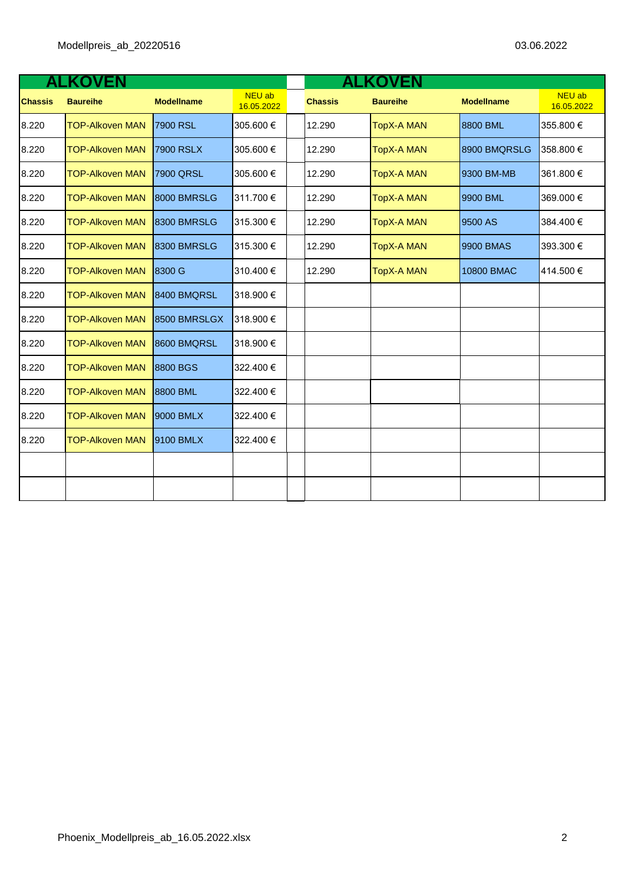| ALKOVEN | | | | | ALKOVEN | | | |
|---|---|---|---|---|---|---|---|---|
| **Chassis** | **Baureihe** | **Modellname** | NEU ab 16.05.2022 | | **Chassis** | **Baureihe** | **Modellname** | NEU ab 16.05.2022 |
| 8.220 | TOP-Alkoven MAN | 7900 RSL | 305.600 € | | 12.290 | TopX-A MAN | 8800 BML | 355.800 € |
| 8.220 | TOP-Alkoven MAN | 7900 RSLX | 305.600 € | | 12.290 | TopX-A MAN | 8900 BMQRSLG | 358.800 € |
| 8.220 | TOP-Alkoven MAN | 7900 QRSL | 305.600 € | | 12.290 | TopX-A MAN | 9300 BM-MB | 361.800 € |
| 8.220 | TOP-Alkoven MAN | 8000 BMRSLG | 311.700 € | | 12.290 | TopX-A MAN | 9900 BML | 369.000 € |
| 8.220 | TOP-Alkoven MAN | 8300 BMRSLG | 315.300 € | | 12.290 | TopX-A MAN | 9500 AS | 384.400 € |
| 8.220 | TOP-Alkoven MAN | 8300 BMRSLG | 315.300 € | | 12.290 | TopX-A MAN | 9900 BMAS | 393.300 € |
| 8.220 | TOP-Alkoven MAN | 8300 G | 310.400 € | | 12.290 | TopX-A MAN | 10800 BMAC | 414.500 € |
| 8.220 | TOP-Alkoven MAN | 8400 BMQRSL | 318.900 € | | | | | |
| 8.220 | TOP-Alkoven MAN | 8500 BMRSLGX | 318.900 € | | | | | |
| 8.220 | TOP-Alkoven MAN | 8600 BMQRSL | 318.900 € | | | | | |
| 8.220 | TOP-Alkoven MAN | 8800 BGS | 322.400 € | | | | | |
| 8.220 | TOP-Alkoven MAN | 8800 BML | 322.400 € | | | | | |
| 8.220 | TOP-Alkoven MAN | 9000 BMLX | 322.400 € | | | | | |
| 8.220 | TOP-Alkoven MAN | 9100 BMLX | 322.400 € | | | | | |
| | | | | | | | | |
| | | | | | | | | |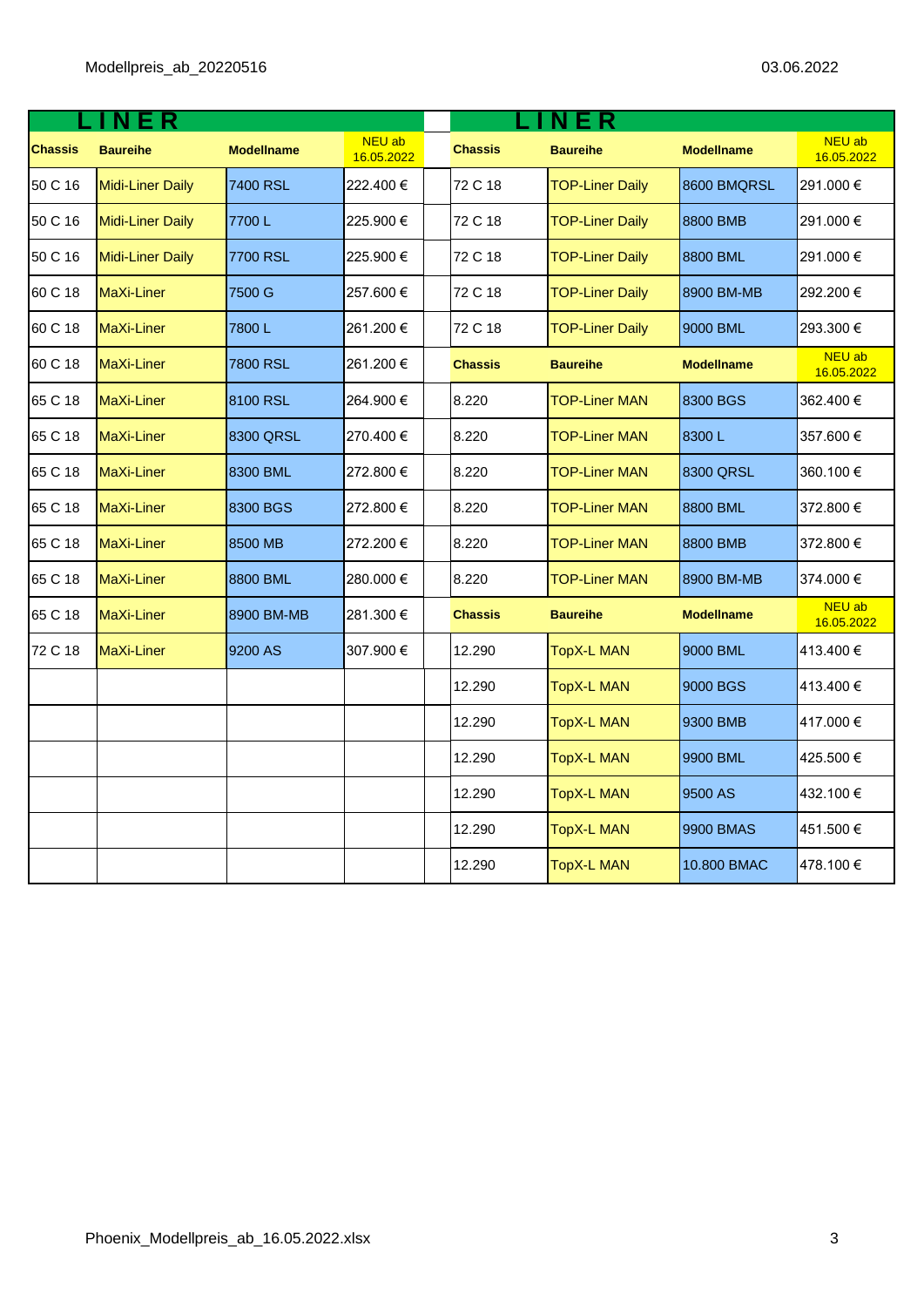| LINER | | | | | LINER | | | |
|---|---|---|---|---|---|---|---|---|
| **Chassis** | **Baureihe** | **Modellname** | NEU ab 16.05.2022 | | **Chassis** | **Baureihe** | **Modellname** | NEU ab 16.05.2022 |
| 50 C 16 | Midi-Liner Daily | 7400 RSL | 222.400 € | | 72 C 18 | TOP-Liner Daily | 8600 BMQRSL | 291.000 € |
| 50 C 16 | Midi-Liner Daily | 7700 L | 225.900 € | | 72 C 18 | TOP-Liner Daily | 8800 BMB | 291.000 € |
| 50 C 16 | Midi-Liner Daily | 7700 RSL | 225.900 € | | 72 C 18 | TOP-Liner Daily | 8800 BML | 291.000 € |
| 60 C 18 | MaXi-Liner | 7500 G | 257.600 € | | 72 C 18 | TOP-Liner Daily | 8900 BM-MB | 292.200 € |
| 60 C 18 | MaXi-Liner | 7800 L | 261.200 € | | 72 C 18 | TOP-Liner Daily | 9000 BML | 293.300 € |
| 60 C 18 | MaXi-Liner | 7800 RSL | 261.200 € | | **Chassis** | **Baureihe** | **Modellname** | NEU ab 16.05.2022 |
| 65 C 18 | MaXi-Liner | 8100 RSL | 264.900 € | | 8.220 | TOP-Liner MAN | 8300 BGS | 362.400 € |
| 65 C 18 | MaXi-Liner | 8300 QRSL | 270.400 € | | 8.220 | TOP-Liner MAN | 8300 L | 357.600 € |
| 65 C 18 | MaXi-Liner | 8300 BML | 272.800 € | | 8.220 | TOP-Liner MAN | 8300 QRSL | 360.100 € |
| 65 C 18 | MaXi-Liner | 8300 BGS | 272.800 € | | 8.220 | TOP-Liner MAN | 8800 BML | 372.800 € |
| 65 C 18 | MaXi-Liner | 8500 MB | 272.200 € | | 8.220 | TOP-Liner MAN | 8800 BMB | 372.800 € |
| 65 C 18 | MaXi-Liner | 8800 BML | 280.000 € | | 8.220 | TOP-Liner MAN | 8900 BM-MB | 374.000 € |
| 65 C 18 | MaXi-Liner | 8900 BM-MB | 281.300 € | | **Chassis** | **Baureihe** | **Modellname** | NEU ab 16.05.2022 |
| 72 C 18 | MaXi-Liner | 9200 AS | 307.900 € | | 12.290 | TopX-L MAN | 9000 BML | 413.400 € |
| | | | | | 12.290 | TopX-L MAN | 9000 BGS | 413.400 € |
| | | | | | 12.290 | TopX-L MAN | 9300 BMB | 417.000 € |
| | | | | | 12.290 | TopX-L MAN | 9900 BML | 425.500 € |
| | | | | | 12.290 | TopX-L MAN | 9500 AS | 432.100 € |
| | | | | | 12.290 | TopX-L MAN | 9900 BMAS | 451.500 € |
| | | | | | 12.290 | TopX-L MAN | 10.800 BMAC | 478.100 € |